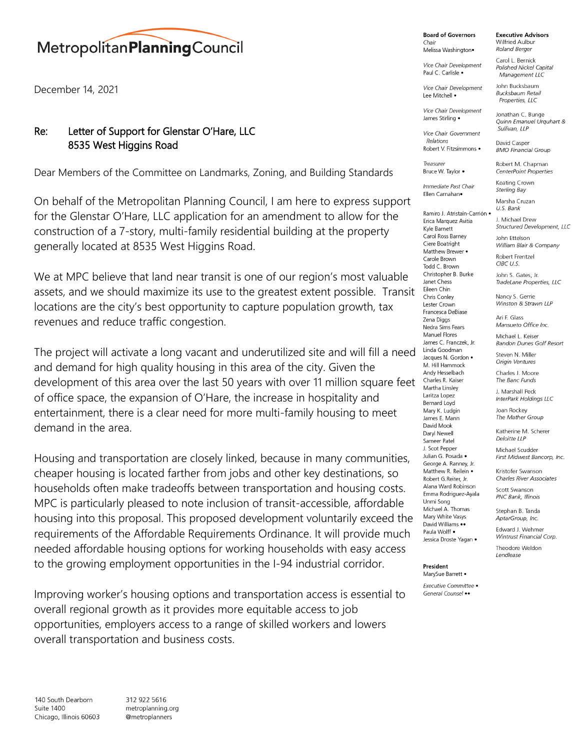# Metropolitan**Planning**Council

December 14, 2021

**Re: Letter of Support for Glenstar O'Hare, LLC**
**8535 West Higgins Road**

Dear Members of the Committee on Landmarks, Zoning, and Building Standards

On behalf of the Metropolitan Planning Council, I am here to express support for the Glenstar O'Hare, LLC application for an amendment to allow for the construction of a 7-story, multi-family residential building at the property generally located at 8535 West Higgins Road.

We at MPC believe that land near transit is one of our region's most valuable assets, and we should maximize its use to the greatest extent possible. Transit locations are the city's best opportunity to capture population growth, tax revenues and reduce traffic congestion.

The project will activate a long vacant and underutilized site and will fill a need and demand for high quality housing in this area of the city. Given the development of this area over the last 50 years with over 11 million square feet of office space, the expansion of O'Hare, the increase in hospitality and entertainment, there is a clear need for more multi-family housing to meet demand in the area.

Housing and transportation are closely linked, because in many communities, cheaper housing is located farther from jobs and other key destinations, so households often make tradeoffs between transportation and housing costs. MPC is particularly pleased to note inclusion of transit-accessible, affordable housing into this proposal. This proposed development voluntarily exceed the requirements of the Affordable Requirements Ordinance. It will provide much needed affordable housing options for working households with easy access to the growing employment opportunities in the I-94 industrial corridor.

Improving worker's housing options and transportation access is essential to overall regional growth as it provides more equitable access to job opportunities, employers access to a range of skilled workers and lowers overall transportation and business costs.

**Board of Governors**

*Chair*
Melissa Washington •

*Vice Chair Development*
Paul C. Carlisle •

*Vice Chair Development*
Lee Mitchell •

*Vice Chair Development*
James Stirling •

*Vice Chair Government Relations*
Robert V. Fitzsimmons •

*Treasurer*
Bruce W. Taylor •

*Immediate Past Chair*
Ellen Carnahan •

Ramiro J. Atristain-Carrión •
Erica Marquez Avitia
Kyle Barnett
Carol Ross Barney
Ciere Boatright
Matthew Brewer •
Carole Brown
Todd C. Brown
Christopher B. Burke
Janet Chess
Eileen Chin
Chris Conley
Lester Crown
Francesca DeBiase
Zena Diggs
Nedra Sims Fears
Manuel Flores
James C. Franczek, Jr.
Linda Goodman
Jacques N. Gordon •
M. Hill Hammock
Andy Hesselbach
Charles R. Kaiser
Martha Linsley
Laritza Lopez
Bernard Loyd
Mary K. Ludgin
James E. Mann
David Mook
Daryl Newell
Sameer Patel
J. Scot Pepper
Julian G. Posada •
George A. Ranney, Jr.
Matthew R. Reilein •
Robert G.Reiter, Jr.
Alana Ward Robinson
Emma Rodriguez-Ayala
Unmi Song
Michael A. Thomas
Mary White Vasys
David Williams ••
Paula Wolff •
Jessica Droste Yagan •

**President**
MarySue Barrett •

*Executive Committee* •
*General Counsel* ••

**Executive Advisors**

Wilfried Aulbur
*Roland Berger*

Carol L. Bernick
*Polished Nickel Capital Management LLC*

John Bucksbaum
*Bucksbaum Retail Properties, LLC*

Jonathan C. Bunge
*Quinn Emanuel Urquhart & Sullivan, LLP*

David Casper
*BMO Financial Group*

Robert M. Chapman
*CenterPoint Properties*

Keating Crown
*Sterling Bay*

Marsha Cruzan
*U.S. Bank*

J. Michael Drew
*Structured Development, LLC*

John Ettelson
*William Blair & Company*

Robert Frentzel
*CIBC U.S.*

John S. Gates, Jr.
*TradeLane Properties, LLC*

Nancy S. Gerrie
*Winston & Strawn LLP*

Ari F. Glass
*Mansueto Office Inc.*

Michael L. Keiser
*Bandon Dunes Golf Resort*

Steven N. Miller
*Origin Ventures*

Charles J. Moore
*The Banc Funds*

J. Marshall Peck
*InterPark Holdings LLC*

Joan Rockey
*The Mather Group*

Katherine M. Scherer
*Deloitte LLP*

Michael Scudder
*First Midwest Bancorp, Inc.*

Kristofer Swanson
*Charles River Associates*

Scott Swanson
*PNC Bank, Illinois*

Stephan B. Tanda
*AptarGroup, Inc.*

Edward J. Wehmer
*Wintrust Financial Corp.*

Theodore Weldon
*Lendlease*

140 South Dearborn
Suite 1400
Chicago, Illinois 60603

312 922 5616
metroplanning.org
@metroplanners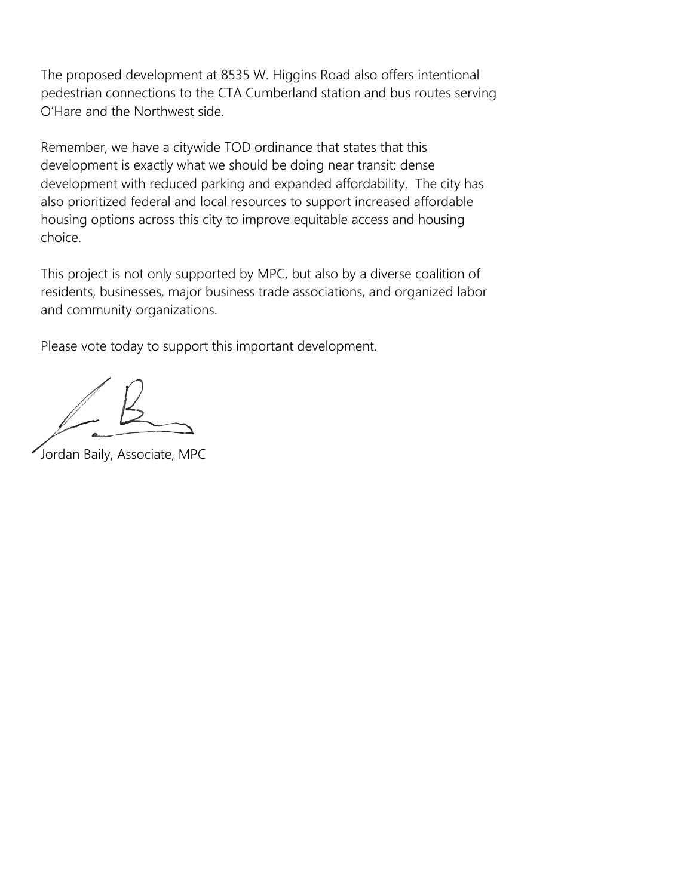The proposed development at 8535 W. Higgins Road also offers intentional pedestrian connections to the CTA Cumberland station and bus routes serving O'Hare and the Northwest side.

Remember, we have a citywide TOD ordinance that states that this development is exactly what we should be doing near transit: dense development with reduced parking and expanded affordability. The city has also prioritized federal and local resources to support increased affordable housing options across this city to improve equitable access and housing choice.

This project is not only supported by MPC, but also by a diverse coalition of residents, businesses, major business trade associations, and organized labor and community organizations.

Please vote today to support this important development.

Jordan Baily, Associate, MPC